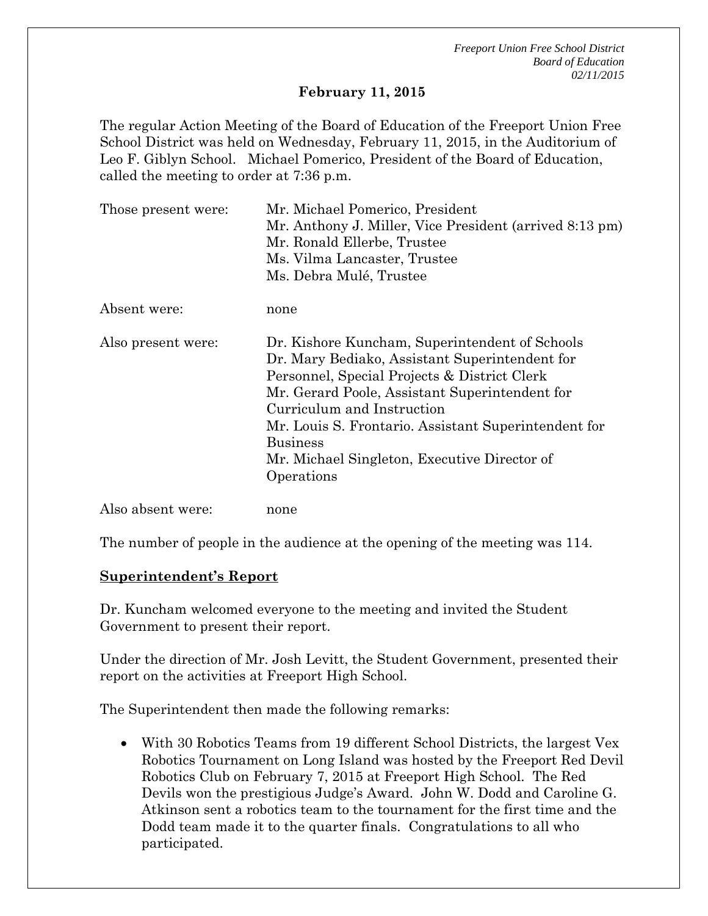**February 11, 2015**

The regular Action Meeting of the Board of Education of the Freeport Union Free School District was held on Wednesday, February 11, 2015, in the Auditorium of Leo F. Giblyn School. Michael Pomerico, President of the Board of Education, called the meeting to order at 7:36 p.m.

| | |
|---|---|
| Those present were: | Mr. Michael Pomerico, President<br>Mr. Anthony J. Miller, Vice President (arrived 8:13 pm)<br>Mr. Ronald Ellerbe, Trustee<br>Ms. Vilma Lancaster, Trustee<br>Ms. Debra Mulé, Trustee |
| Absent were: | none |
| Also present were: | Dr. Kishore Kuncham, Superintendent of Schools<br>Dr. Mary Bediako, Assistant Superintendent for Personnel, Special Projects & District Clerk<br>Mr. Gerard Poole, Assistant Superintendent for Curriculum and Instruction<br>Mr. Louis S. Frontario. Assistant Superintendent for Business<br>Mr. Michael Singleton, Executive Director of Operations |
| Also absent were: | none |

The number of people in the audience at the opening of the meeting was 114.

**Superintendent's Report**

Dr. Kuncham welcomed everyone to the meeting and invited the Student Government to present their report.

Under the direction of Mr. Josh Levitt, the Student Government, presented their report on the activities at Freeport High School.

The Superintendent then made the following remarks:

- With 30 Robotics Teams from 19 different School Districts, the largest Vex Robotics Tournament on Long Island was hosted by the Freeport Red Devil Robotics Club on February 7, 2015 at Freeport High School. The Red Devils won the prestigious Judge's Award. John W. Dodd and Caroline G. Atkinson sent a robotics team to the tournament for the first time and the Dodd team made it to the quarter finals. Congratulations to all who participated.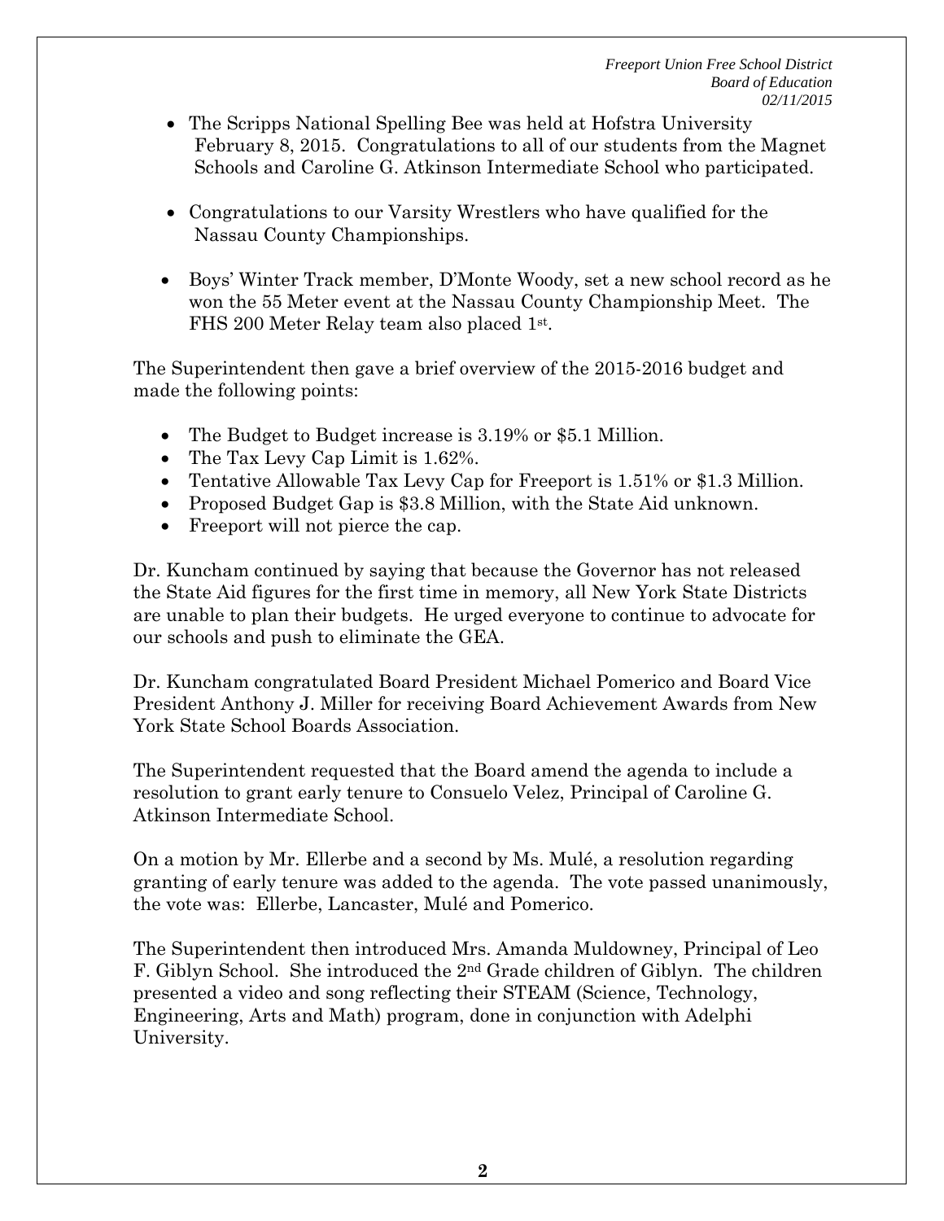- The Scripps National Spelling Bee was held at Hofstra University February 8, 2015. Congratulations to all of our students from the Magnet Schools and Caroline G. Atkinson Intermediate School who participated.

- Congratulations to our Varsity Wrestlers who have qualified for the Nassau County Championships.

- Boys' Winter Track member, D'Monte Woody, set a new school record as he won the 55 Meter event at the Nassau County Championship Meet. The FHS 200 Meter Relay team also placed 1st.

The Superintendent then gave a brief overview of the 2015-2016 budget and made the following points:

- The Budget to Budget increase is 3.19% or $5.1 Million.
- The Tax Levy Cap Limit is 1.62%.
- Tentative Allowable Tax Levy Cap for Freeport is 1.51% or $1.3 Million.
- Proposed Budget Gap is $3.8 Million, with the State Aid unknown.
- Freeport will not pierce the cap.

Dr. Kuncham continued by saying that because the Governor has not released the State Aid figures for the first time in memory, all New York State Districts are unable to plan their budgets. He urged everyone to continue to advocate for our schools and push to eliminate the GEA.

Dr. Kuncham congratulated Board President Michael Pomerico and Board Vice President Anthony J. Miller for receiving Board Achievement Awards from New York State School Boards Association.

The Superintendent requested that the Board amend the agenda to include a resolution to grant early tenure to Consuelo Velez, Principal of Caroline G. Atkinson Intermediate School.

On a motion by Mr. Ellerbe and a second by Ms. Mulé, a resolution regarding granting of early tenure was added to the agenda. The vote passed unanimously, the vote was: Ellerbe, Lancaster, Mulé and Pomerico.

The Superintendent then introduced Mrs. Amanda Muldowney, Principal of Leo F. Giblyn School. She introduced the 2nd Grade children of Giblyn. The children presented a video and song reflecting their STEAM (Science, Technology, Engineering, Arts and Math) program, done in conjunction with Adelphi University.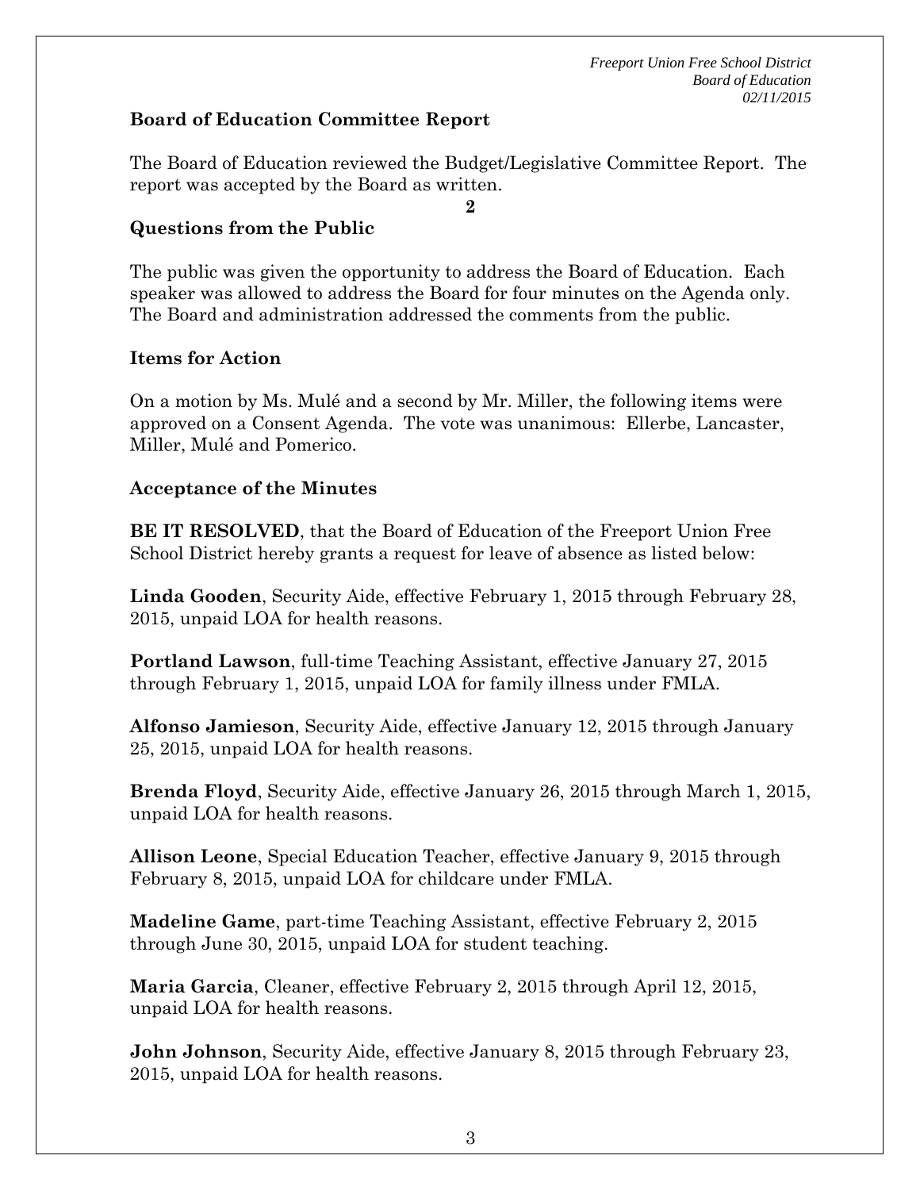### Board of Education Committee Report

The Board of Education reviewed the Budget/Legislative Committee Report. The report was accepted by the Board as written.

**2**

### Questions from the Public

The public was given the opportunity to address the Board of Education. Each speaker was allowed to address the Board for four minutes on the Agenda only. The Board and administration addressed the comments from the public.

### Items for Action

On a motion by Ms. Mulé and a second by Mr. Miller, the following items were approved on a Consent Agenda. The vote was unanimous: Ellerbe, Lancaster, Miller, Mulé and Pomerico.

### Acceptance of the Minutes

**BE IT RESOLVED**, that the Board of Education of the Freeport Union Free School District hereby grants a request for leave of absence as listed below:

**Linda Gooden**, Security Aide, effective February 1, 2015 through February 28, 2015, unpaid LOA for health reasons.

**Portland Lawson**, full-time Teaching Assistant, effective January 27, 2015 through February 1, 2015, unpaid LOA for family illness under FMLA.

**Alfonso Jamieson**, Security Aide, effective January 12, 2015 through January 25, 2015, unpaid LOA for health reasons.

**Brenda Floyd**, Security Aide, effective January 26, 2015 through March 1, 2015, unpaid LOA for health reasons.

**Allison Leone**, Special Education Teacher, effective January 9, 2015 through February 8, 2015, unpaid LOA for childcare under FMLA.

**Madeline Game**, part-time Teaching Assistant, effective February 2, 2015 through June 30, 2015, unpaid LOA for student teaching.

**Maria Garcia**, Cleaner, effective February 2, 2015 through April 12, 2015, unpaid LOA for health reasons.

**John Johnson**, Security Aide, effective January 8, 2015 through February 23, 2015, unpaid LOA for health reasons.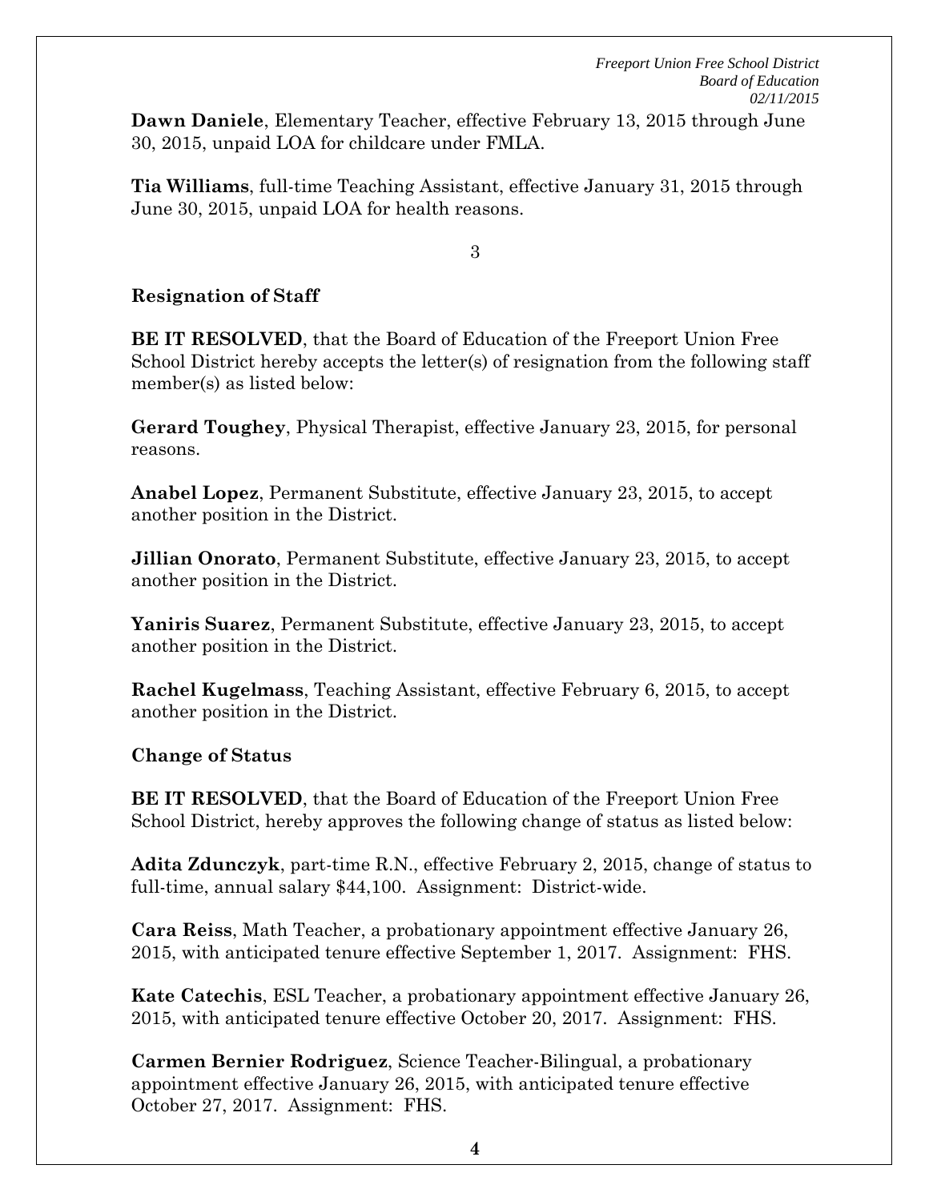**Dawn Daniele**, Elementary Teacher, effective February 13, 2015 through June 30, 2015, unpaid LOA for childcare under FMLA.

**Tia Williams**, full-time Teaching Assistant, effective January 31, 2015 through June 30, 2015, unpaid LOA for health reasons.

3

**Resignation of Staff**

**BE IT RESOLVED**, that the Board of Education of the Freeport Union Free School District hereby accepts the letter(s) of resignation from the following staff member(s) as listed below:

**Gerard Toughey**, Physical Therapist, effective January 23, 2015, for personal reasons.

**Anabel Lopez**, Permanent Substitute, effective January 23, 2015, to accept another position in the District.

**Jillian Onorato**, Permanent Substitute, effective January 23, 2015, to accept another position in the District.

**Yaniris Suarez**, Permanent Substitute, effective January 23, 2015, to accept another position in the District.

**Rachel Kugelmass**, Teaching Assistant, effective February 6, 2015, to accept another position in the District.

**Change of Status**

**BE IT RESOLVED**, that the Board of Education of the Freeport Union Free School District, hereby approves the following change of status as listed below:

**Adita Zdunczyk**, part-time R.N., effective February 2, 2015, change of status to full-time, annual salary $44,100. Assignment: District-wide.

**Cara Reiss**, Math Teacher, a probationary appointment effective January 26, 2015, with anticipated tenure effective September 1, 2017. Assignment: FHS.

**Kate Catechis**, ESL Teacher, a probationary appointment effective January 26, 2015, with anticipated tenure effective October 20, 2017. Assignment: FHS.

**Carmen Bernier Rodriguez**, Science Teacher-Bilingual, a probationary appointment effective January 26, 2015, with anticipated tenure effective October 27, 2017. Assignment: FHS.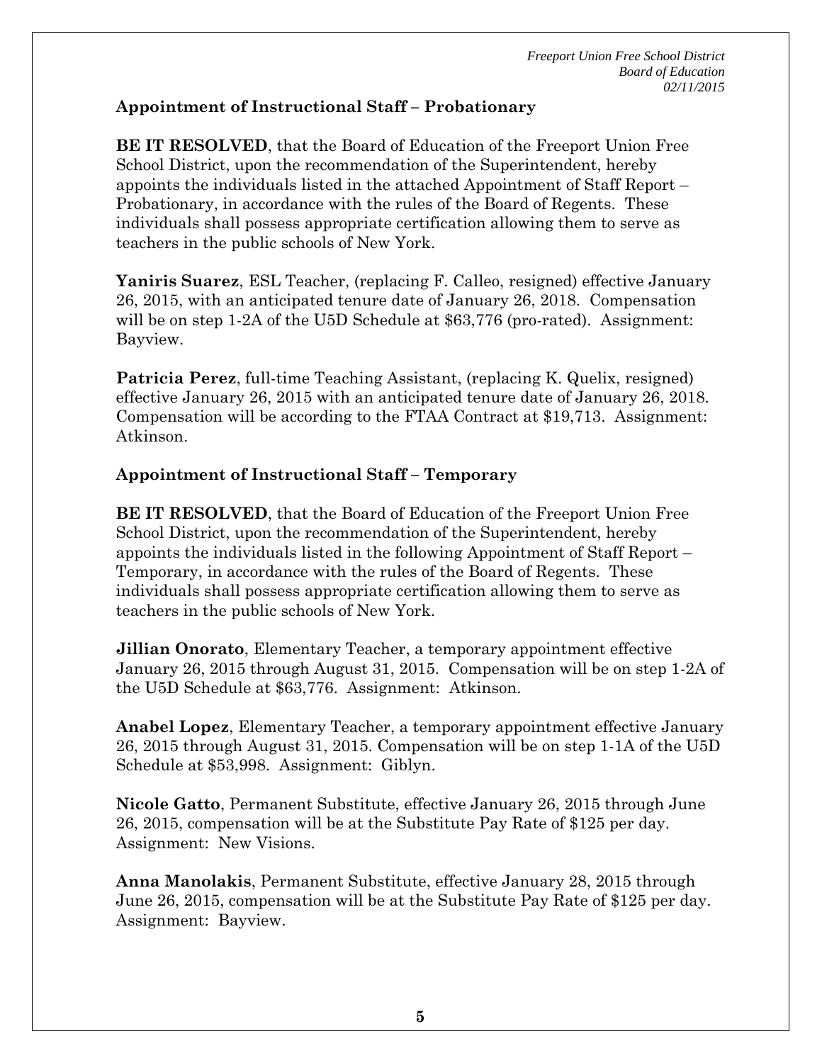## Appointment of Instructional Staff – Probationary

**BE IT RESOLVED**, that the Board of Education of the Freeport Union Free School District, upon the recommendation of the Superintendent, hereby appoints the individuals listed in the attached Appointment of Staff Report – Probationary, in accordance with the rules of the Board of Regents. These individuals shall possess appropriate certification allowing them to serve as teachers in the public schools of New York.

**Yaniris Suarez**, ESL Teacher, (replacing F. Calleo, resigned) effective January 26, 2015, with an anticipated tenure date of January 26, 2018. Compensation will be on step 1-2A of the U5D Schedule at $63,776 (pro-rated). Assignment: Bayview.

**Patricia Perez**, full-time Teaching Assistant, (replacing K. Quelix, resigned) effective January 26, 2015 with an anticipated tenure date of January 26, 2018. Compensation will be according to the FTAA Contract at $19,713. Assignment: Atkinson.

## Appointment of Instructional Staff – Temporary

**BE IT RESOLVED**, that the Board of Education of the Freeport Union Free School District, upon the recommendation of the Superintendent, hereby appoints the individuals listed in the following Appointment of Staff Report – Temporary, in accordance with the rules of the Board of Regents. These individuals shall possess appropriate certification allowing them to serve as teachers in the public schools of New York.

**Jillian Onorato**, Elementary Teacher, a temporary appointment effective January 26, 2015 through August 31, 2015. Compensation will be on step 1-2A of the U5D Schedule at $63,776. Assignment: Atkinson.

**Anabel Lopez**, Elementary Teacher, a temporary appointment effective January 26, 2015 through August 31, 2015. Compensation will be on step 1-1A of the U5D Schedule at $53,998. Assignment: Giblyn.

**Nicole Gatto**, Permanent Substitute, effective January 26, 2015 through June 26, 2015, compensation will be at the Substitute Pay Rate of $125 per day. Assignment: New Visions.

**Anna Manolakis**, Permanent Substitute, effective January 28, 2015 through June 26, 2015, compensation will be at the Substitute Pay Rate of $125 per day. Assignment: Bayview.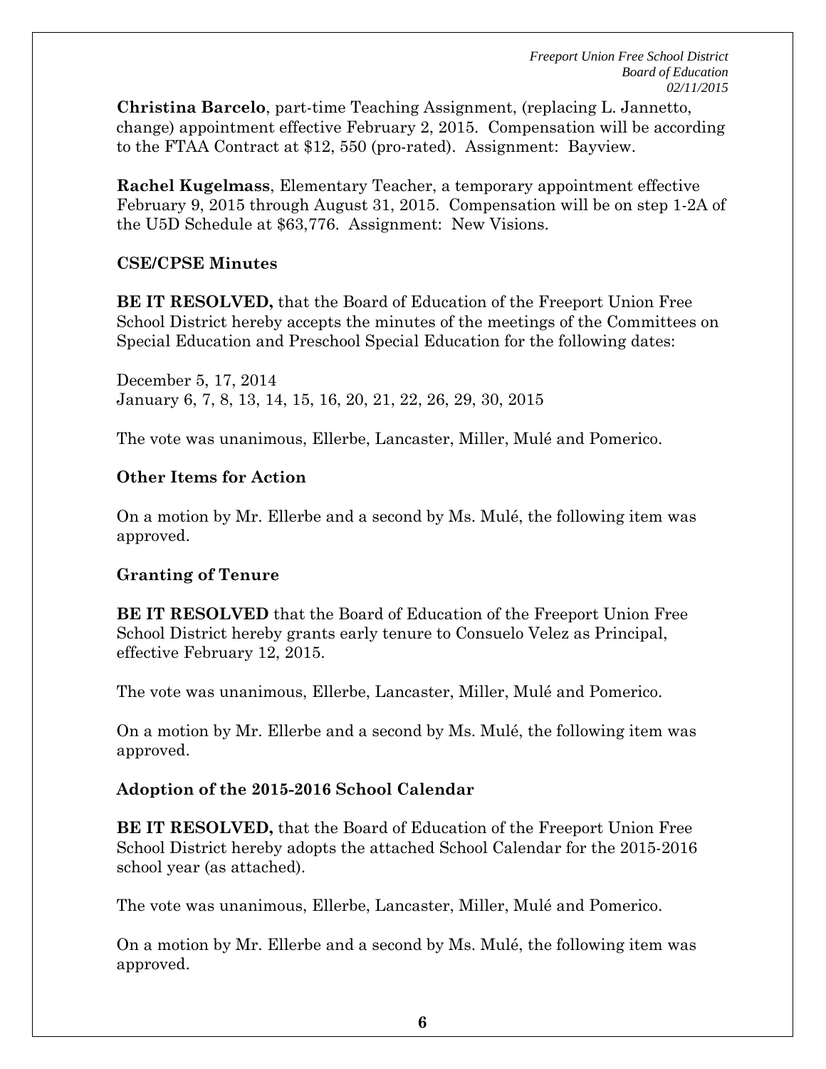**Christina Barcelo**, part-time Teaching Assignment, (replacing L. Jannetto, change) appointment effective February 2, 2015. Compensation will be according to the FTAA Contract at $12, 550 (pro-rated). Assignment: Bayview.

**Rachel Kugelmass**, Elementary Teacher, a temporary appointment effective February 9, 2015 through August 31, 2015. Compensation will be on step 1-2A of the U5D Schedule at $63,776. Assignment: New Visions.

**CSE/CPSE Minutes**

**BE IT RESOLVED,** that the Board of Education of the Freeport Union Free School District hereby accepts the minutes of the meetings of the Committees on Special Education and Preschool Special Education for the following dates:

December 5, 17, 2014
January 6, 7, 8, 13, 14, 15, 16, 20, 21, 22, 26, 29, 30, 2015

The vote was unanimous, Ellerbe, Lancaster, Miller, Mulé and Pomerico.

**Other Items for Action**

On a motion by Mr. Ellerbe and a second by Ms. Mulé, the following item was approved.

**Granting of Tenure**

**BE IT RESOLVED** that the Board of Education of the Freeport Union Free School District hereby grants early tenure to Consuelo Velez as Principal, effective February 12, 2015.

The vote was unanimous, Ellerbe, Lancaster, Miller, Mulé and Pomerico.

On a motion by Mr. Ellerbe and a second by Ms. Mulé, the following item was approved.

**Adoption of the 2015-2016 School Calendar**

**BE IT RESOLVED,** that the Board of Education of the Freeport Union Free School District hereby adopts the attached School Calendar for the 2015-2016 school year (as attached).

The vote was unanimous, Ellerbe, Lancaster, Miller, Mulé and Pomerico.

On a motion by Mr. Ellerbe and a second by Ms. Mulé, the following item was approved.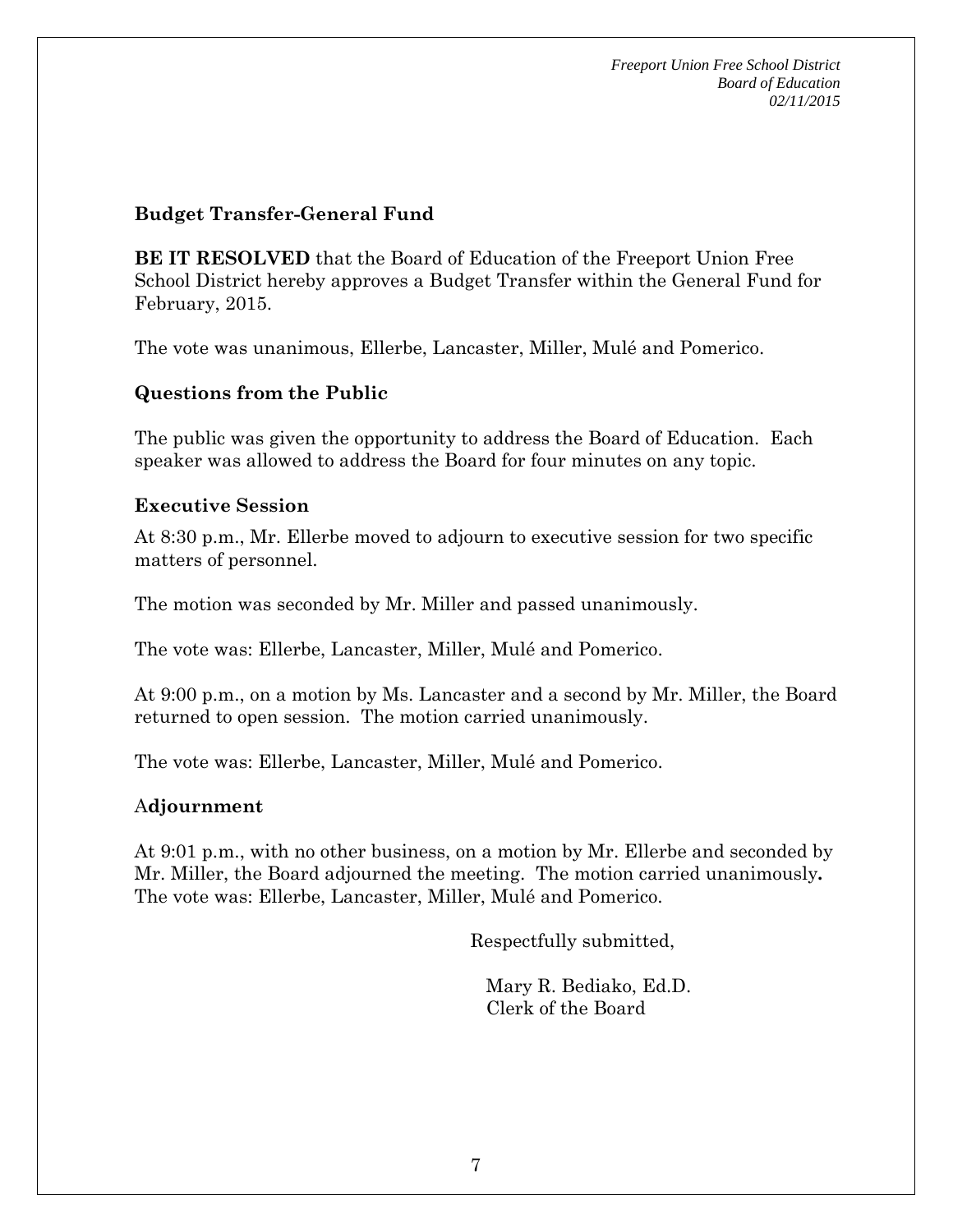**Budget Transfer-General Fund**

**BE IT RESOLVED** that the Board of Education of the Freeport Union Free School District hereby approves a Budget Transfer within the General Fund for February, 2015.

The vote was unanimous, Ellerbe, Lancaster, Miller, Mulé and Pomerico.

**Questions from the Public**

The public was given the opportunity to address the Board of Education. Each speaker was allowed to address the Board for four minutes on any topic.

**Executive Session**

At 8:30 p.m., Mr. Ellerbe moved to adjourn to executive session for two specific matters of personnel.

The motion was seconded by Mr. Miller and passed unanimously.

The vote was: Ellerbe, Lancaster, Miller, Mulé and Pomerico.

At 9:00 p.m., on a motion by Ms. Lancaster and a second by Mr. Miller, the Board returned to open session. The motion carried unanimously.

The vote was: Ellerbe, Lancaster, Miller, Mulé and Pomerico.

**Adjournment**

At 9:01 p.m., with no other business, on a motion by Mr. Ellerbe and seconded by Mr. Miller, the Board adjourned the meeting. The motion carried unanimously.
The vote was: Ellerbe, Lancaster, Miller, Mulé and Pomerico.

Respectfully submitted,

Mary R. Bediako, Ed.D.
Clerk of the Board